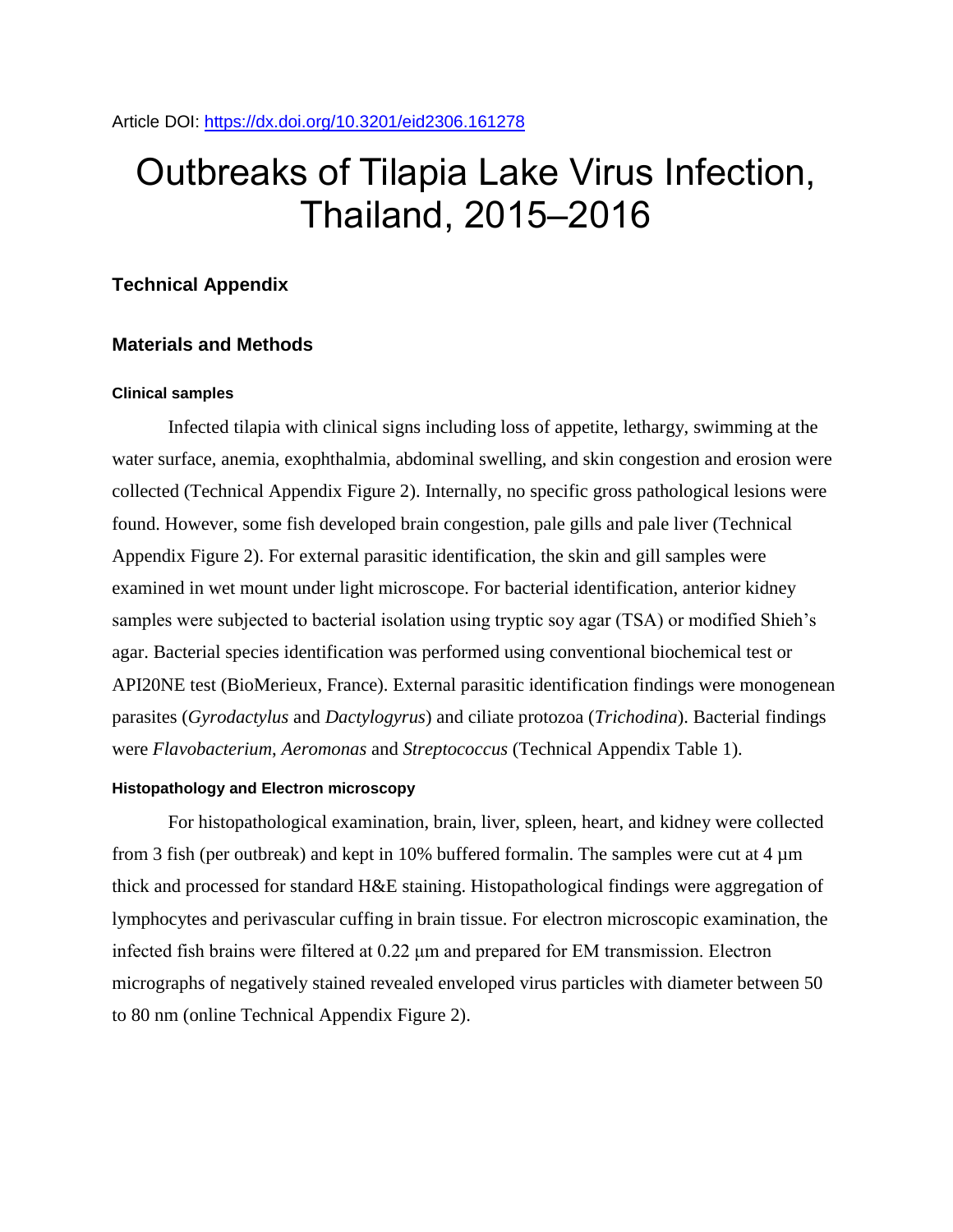Article DOI: https://dx.doi.org/10.3201/eid2306.161278

# Outbreaks of Tilapia Lake Virus Infection, Thailand, 2015–2016

## Technical Appendix

## Materials and Methods

#### Clinical samples

Infected tilapia with clinical signs including loss of appetite, lethargy, swimming at the water surface, anemia, exophthalmia, abdominal swelling, and skin congestion and erosion were collected (Technical Appendix Figure 2). Internally, no specific gross pathological lesions were found. However, some fish developed brain congestion, pale gills and pale liver (Technical Appendix Figure 2). For external parasitic identification, the skin and gill samples were examined in wet mount under light microscope. For bacterial identification, anterior kidney samples were subjected to bacterial isolation using tryptic soy agar (TSA) or modified Shieh's agar. Bacterial species identification was performed using conventional biochemical test or API20NE test (BioMerieux, France). External parasitic identification findings were monogenean parasites (*Gyrodactylus* and *Dactylogyrus*) and ciliate protozoa (*Trichodina*). Bacterial findings were *Flavobacterium*, *Aeromonas* and *Streptococcus* (Technical Appendix Table 1).

#### Histopathology and Electron microscopy

For histopathological examination, brain, liver, spleen, heart, and kidney were collected from 3 fish (per outbreak) and kept in 10% buffered formalin. The samples were cut at 4 µm thick and processed for standard H&E staining. Histopathological findings were aggregation of lymphocytes and perivascular cuffing in brain tissue. For electron microscopic examination, the infected fish brains were filtered at 0.22 µm and prepared for EM transmission. Electron micrographs of negatively stained revealed enveloped virus particles with diameter between 50 to 80 nm (online Technical Appendix Figure 2).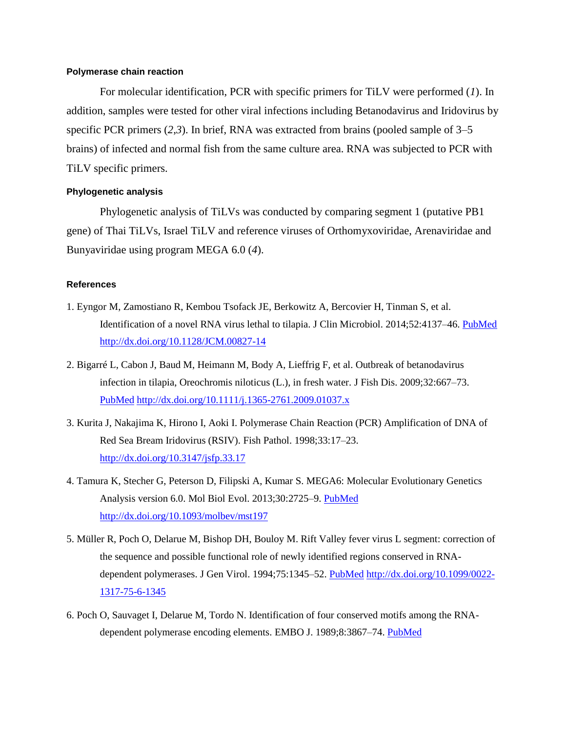### Polymerase chain reaction

For molecular identification, PCR with specific primers for TiLV were performed (*1*). In addition, samples were tested for other viral infections including Betanodavirus and Iridovirus by specific PCR primers (*2*,*3*). In brief, RNA was extracted from brains (pooled sample of 3–5 brains) of infected and normal fish from the same culture area. RNA was subjected to PCR with TiLV specific primers.

### Phylogenetic analysis

Phylogenetic analysis of TiLVs was conducted by comparing segment 1 (putative PB1 gene) of Thai TiLVs, Israel TiLV and reference viruses of Orthomyxoviridae, Arenaviridae and Bunyaviridae using program MEGA 6.0 (*4*).

### References

1. Eyngor M, Zamostiano R, Kembou Tsofack JE, Berkowitz A, Bercovier H, Tinman S, et al. Identification of a novel RNA virus lethal to tilapia. J Clin Microbiol. 2014;52:4137–46. PubMed http://dx.doi.org/10.1128/JCM.00827-14
2. Bigarré L, Cabon J, Baud M, Heimann M, Body A, Lieffrig F, et al. Outbreak of betanodavirus infection in tilapia, Oreochromis niloticus (L.), in fresh water. J Fish Dis. 2009;32:667–73. PubMed http://dx.doi.org/10.1111/j.1365-2761.2009.01037.x
3. Kurita J, Nakajima K, Hirono I, Aoki I. Polymerase Chain Reaction (PCR) Amplification of DNA of Red Sea Bream Iridovirus (RSIV). Fish Pathol. 1998;33:17–23. http://dx.doi.org/10.3147/jsfp.33.17
4. Tamura K, Stecher G, Peterson D, Filipski A, Kumar S. MEGA6: Molecular Evolutionary Genetics Analysis version 6.0. Mol Biol Evol. 2013;30:2725–9. PubMed http://dx.doi.org/10.1093/molbev/mst197
5. Müller R, Poch O, Delarue M, Bishop DH, Bouloy M. Rift Valley fever virus L segment: correction of the sequence and possible functional role of newly identified regions conserved in RNA-dependent polymerases. J Gen Virol. 1994;75:1345–52. PubMed http://dx.doi.org/10.1099/0022-1317-75-6-1345
6. Poch O, Sauvaget I, Delarue M, Tordo N. Identification of four conserved motifs among the RNA-dependent polymerase encoding elements. EMBO J. 1989;8:3867–74. PubMed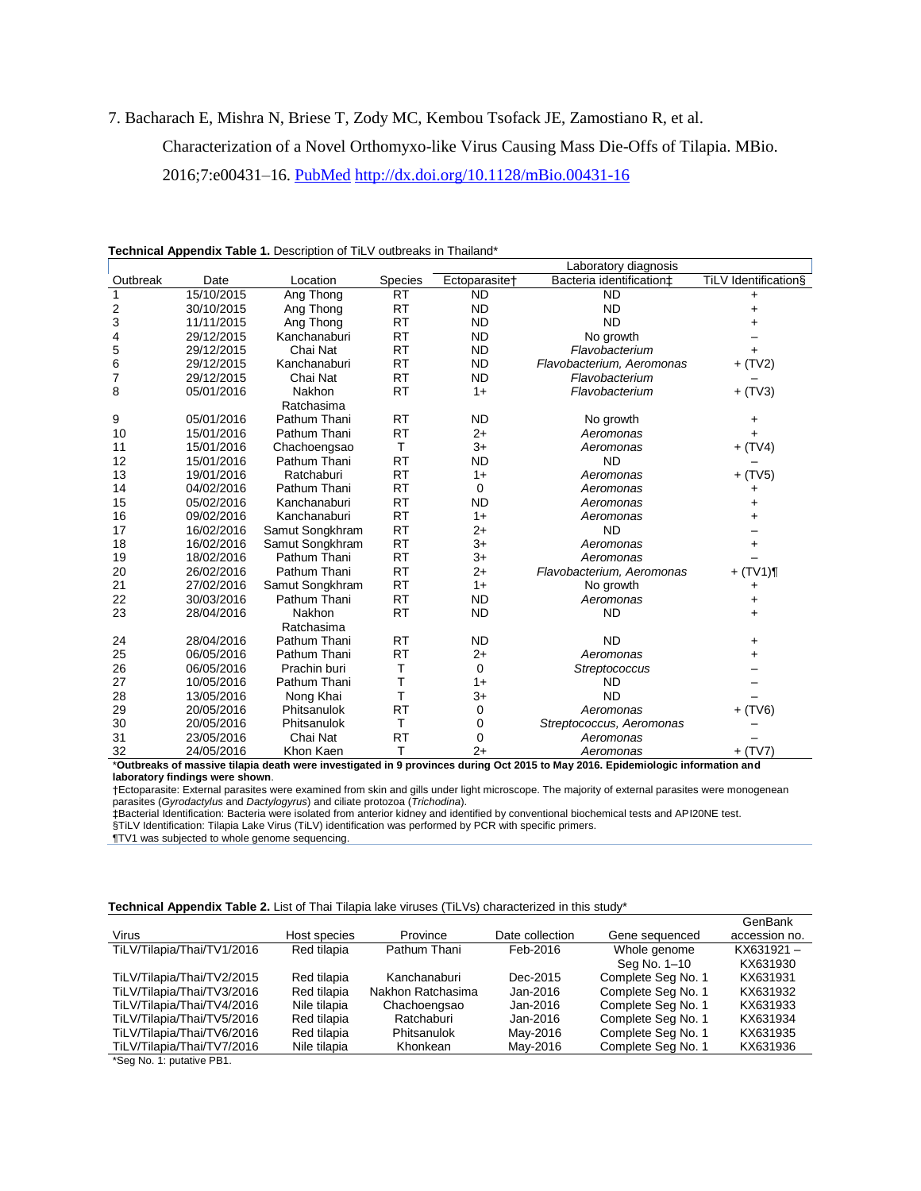7. Bacharach E, Mishra N, Briese T, Zody MC, Kembou Tsofack JE, Zamostiano R, et al. Characterization of a Novel Orthomyxo-like Virus Causing Mass Die-Offs of Tilapia. MBio. 2016;7:e00431–16. PubMed http://dx.doi.org/10.1128/mBio.00431-16

**Technical Appendix Table 1.** Description of TiLV outbreaks in Thailand*

| | | | | Laboratory diagnosis | | |
|---|---|---|---|---|---|---|
| Outbreak | Date | Location | Species | Ectoparasite† | Bacteria identification‡ | TiLV Identification§ |
| 1 | 15/10/2015 | Ang Thong | RT | ND | ND | + |
| 2 | 30/10/2015 | Ang Thong | RT | ND | ND | + |
| 3 | 11/11/2015 | Ang Thong | RT | ND | ND | + |
| 4 | 29/12/2015 | Kanchanaburi | RT | ND | No growth | – |
| 5 | 29/12/2015 | Chai Nat | RT | ND | *Flavobacterium* | + |
| 6 | 29/12/2015 | Kanchanaburi | RT | ND | *Flavobacterium, Aeromonas* | + (TV2) |
| 7 | 29/12/2015 | Chai Nat | RT | ND | *Flavobacterium* | – |
| 8 | 05/01/2016 | Nakhon Ratchasima | RT | 1+ | *Flavobacterium* | + (TV3) |
| 9 | 05/01/2016 | Pathum Thani | RT | ND | No growth | + |
| 10 | 15/01/2016 | Pathum Thani | RT | 2+ | *Aeromonas* | + |
| 11 | 15/01/2016 | Chachoengsao | T | 3+ | *Aeromonas* | + (TV4) |
| 12 | 15/01/2016 | Pathum Thani | RT | ND | ND | – |
| 13 | 19/01/2016 | Ratchaburi | RT | 1+ | *Aeromonas* | + (TV5) |
| 14 | 04/02/2016 | Pathum Thani | RT | 0 | *Aeromonas* | + |
| 15 | 05/02/2016 | Kanchanaburi | RT | ND | *Aeromonas* | + |
| 16 | 09/02/2016 | Kanchanaburi | RT | 1+ | *Aeromonas* | + |
| 17 | 16/02/2016 | Samut Songkhram | RT | 2+ | ND | – |
| 18 | 16/02/2016 | Samut Songkhram | RT | 3+ | *Aeromonas* | + |
| 19 | 18/02/2016 | Pathum Thani | RT | 3+ | *Aeromonas* | – |
| 20 | 26/02/2016 | Pathum Thani | RT | 2+ | *Flavobacterium, Aeromonas* | + (TV1)¶ |
| 21 | 27/02/2016 | Samut Songkhram | RT | 1+ | No growth | + |
| 22 | 30/03/2016 | Pathum Thani | RT | ND | *Aeromonas* | + |
| 23 | 28/04/2016 | Nakhon Ratchasima | RT | ND | ND | + |
| 24 | 28/04/2016 | Pathum Thani | RT | ND | ND | + |
| 25 | 06/05/2016 | Pathum Thani | RT | 2+ | *Aeromonas* | + |
| 26 | 06/05/2016 | Prachin buri | T | 0 | *Streptococcus* | – |
| 27 | 10/05/2016 | Pathum Thani | T | 1+ | ND | – |
| 28 | 13/05/2016 | Nong Khai | T | 3+ | ND | – |
| 29 | 20/05/2016 | Phitsanulok | RT | 0 | *Aeromonas* | + (TV6) |
| 30 | 20/05/2016 | Phitsanulok | T | 0 | *Streptococcus, Aeromonas* | – |
| 31 | 23/05/2016 | Chai Nat | RT | 0 | *Aeromonas* | – |
| 32 | 24/05/2016 | Khon Kaen | T | 2+ | *Aeromonas* | + (TV7) |

***Outbreaks of massive tilapia death were investigated in 9 provinces during Oct 2015 to May 2016. Epidemiologic information and laboratory findings were shown**.

†Ectoparasite: External parasites were examined from skin and gills under light microscope. The majority of external parasites were monogenean parasites (*Gyrodactylus* and *Dactylogyrus*) and ciliate protozoa (*Trichodina*).

‡Bacterial Identification: Bacteria were isolated from anterior kidney and identified by conventional biochemical tests and API20NE test.

§TiLV Identification: Tilapia Lake Virus (TiLV) identification was performed by PCR with specific primers.

¶TV1 was subjected to whole genome sequencing.

**Technical Appendix Table 2.** List of Thai Tilapia lake viruses (TiLVs) characterized in this study*

| Virus | Host species | Province | Date collection | Gene sequenced | GenBank accession no. |
|---|---|---|---|---|---|
| TiLV/Tilapia/Thai/TV1/2016 | Red tilapia | Pathum Thani | Feb-2016 | Whole genome Seg No. 1–10 | KX631921 – KX631930 |
| TiLV/Tilapia/Thai/TV2/2015 | Red tilapia | Kanchanaburi | Dec-2015 | Complete Seg No. 1 | KX631931 |
| TiLV/Tilapia/Thai/TV3/2016 | Red tilapia | Nakhon Ratchasima | Jan-2016 | Complete Seg No. 1 | KX631932 |
| TiLV/Tilapia/Thai/TV4/2016 | Nile tilapia | Chachoengsao | Jan-2016 | Complete Seg No. 1 | KX631933 |
| TiLV/Tilapia/Thai/TV5/2016 | Red tilapia | Ratchaburi | Jan-2016 | Complete Seg No. 1 | KX631934 |
| TiLV/Tilapia/Thai/TV6/2016 | Red tilapia | Phitsanulok | May-2016 | Complete Seg No. 1 | KX631935 |
| TiLV/Tilapia/Thai/TV7/2016 | Nile tilapia | Khonkean | May-2016 | Complete Seg No. 1 | KX631936 |

*Seg No. 1: putative PB1.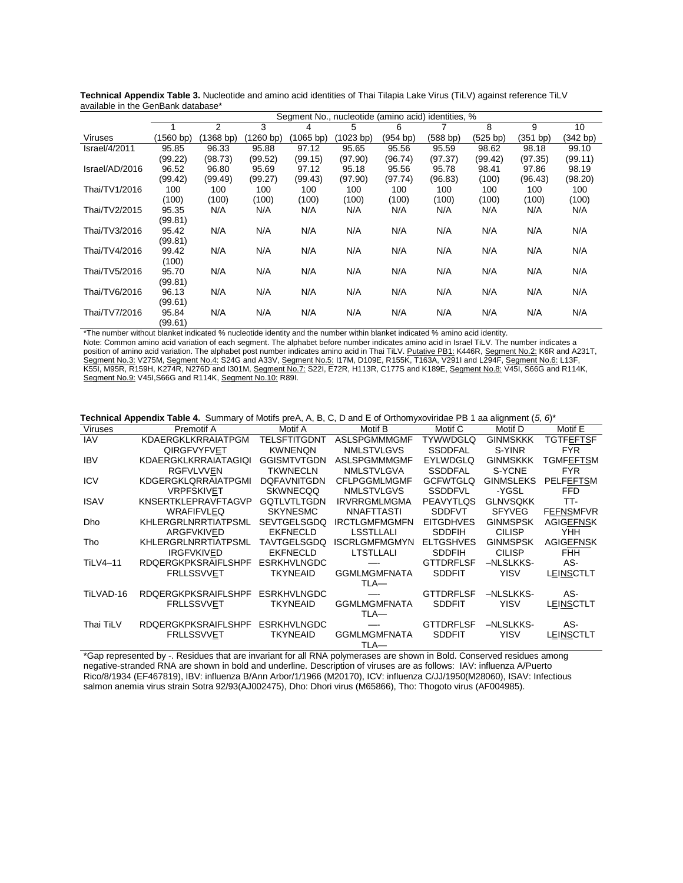**Technical Appendix Table 3.** Nucleotide and amino acid identities of Thai Tilapia Lake Virus (TiLV) against reference TiLV available in the GenBank database*

| | Segment No., nucleotide (amino acid) identities, % | | | | | | | | | |
|---|---|---|---|---|---|---|---|---|---|---|
| | 1 | 2 | 3 | 4 | 5 | 6 | 7 | 8 | 9 | 10 |
| Viruses | (1560 bp) | (1368 bp) | (1260 bp) | (1065 bp) | (1023 bp) | (954 bp) | (588 bp) | (525 bp) | (351 bp) | (342 bp) |
| Israel/4/2011 | 95.85 (99.22) | 96.33 (98.73) | 95.88 (99.52) | 97.12 (99.15) | 95.65 (97.90) | 95.56 (96.74) | 95.59 (97.37) | 98.62 (99.42) | 98.18 (97.35) | 99.10 (99.11) |
| Israel/AD/2016 | 96.52 (99.42) | 96.80 (99.49) | 95.69 (99.27) | 97.12 (99.43) | 95.18 (97.90) | 95.56 (97.74) | 95.78 (96.83) | 98.41 (100) | 97.86 (96.43) | 98.19 (98.20) |
| Thai/TV1/2016 | 100 (100) | 100 (100) | 100 (100) | 100 (100) | 100 (100) | 100 (100) | 100 (100) | 100 (100) | 100 (100) | 100 (100) |
| Thai/TV2/2015 | 95.35 (99.81) | N/A | N/A | N/A | N/A | N/A | N/A | N/A | N/A | N/A |
| Thai/TV3/2016 | 95.42 (99.81) | N/A | N/A | N/A | N/A | N/A | N/A | N/A | N/A | N/A |
| Thai/TV4/2016 | 99.42 (100) | N/A | N/A | N/A | N/A | N/A | N/A | N/A | N/A | N/A |
| Thai/TV5/2016 | 95.70 (99.81) | N/A | N/A | N/A | N/A | N/A | N/A | N/A | N/A | N/A |
| Thai/TV6/2016 | 96.13 (99.61) | N/A | N/A | N/A | N/A | N/A | N/A | N/A | N/A | N/A |
| Thai/TV7/2016 | 95.84 (99.61) | N/A | N/A | N/A | N/A | N/A | N/A | N/A | N/A | N/A |

*The number without blanket indicated % nucleotide identity and the number within blanket indicated % amino acid identity.

Note: Common amino acid variation of each segment. The alphabet before number indicates amino acid in Israel TiLV. The number indicates a position of amino acid variation. The alphabet post number indicates amino acid in Thai TiLV. Putative PB1: K446R, Segment No.2: K6R and A231T, Segment No.3: V275M, Segment No.4: S24G and A33V, Segment No.5: I17M, D109E, R155K, T163A, V291I and L294F, Segment No.6: L13F, K55I, M95R, R159H, K274R, N276D and I301M, Segment No.7: S22I, E72R, H113R, C177S and K189E, Segment No.8: V45I, S66G and R114K, Segment No.9: V45I,S66G and R114K, Segment No.10: R89I.

**Technical Appendix Table 4.** Summary of Motifs preA, A, B, C, D and E of Orthomyxoviridae PB 1 aa alignment (*5, 6*)*

| Viruses | Premotif A | Motif A | Motif B | Motif C | Motif D | Motif E |
|---|---|---|---|---|---|---|
| IAV | KDAERGKLKRRAIATPGM QIRGFVYFVET | TELSFTITGDNT KWNENQN | ASLSPGMMMGMF NMLSTVLGVS | TYWWDGLQ SSDDFAL | GINMSKKK S-YINR | TGTFEFTSF FYR |
| IBV | KDAERGKLKRRAIATAGIQI RGFVLVVEN | GGISMTVTGDN TKWNECLN | ASLSPGMMMGMF NMLSTVLGVA | EYLWDGLQ SSDDFAL | GINMSKKK S-YCNE | TGMFEFTSM FYR |
| ICV | KDGERGKLQRRAIATPGMI VRPFSKIVET | DQFAVNITGDN SKWNECQQ | CFLPGGMLMGMF NMLSTVLGVS | GCFWTGLQ SSDDFVL | GINMSLEKS -YGSL | PELFEFTSM FFD |
| ISAV | KNSERTKLEPRAVFTAGVP WRAFIFVLEQ | GQTLVTLTGDN SKYNESMC | IRVRRGMLMGMF NNAFTTASTI | PEAVYTLQS SDDFVT | GLNVSQKK SFYVEG | TT-FEFNSMFVR |
| Dho | KHLERGRLNRRTIATPSML ARGFVKIVED | SEVTGELSGDQ EKFNECLD | IRCTLGMFMGMFN LSSTLLALI | EITGDHVES SDDFIH | GINMSPSK CILISP | AGIGEFNSK YHH |
| Tho | KHLERGRLNRRTIATPSML IRGFVKIVED | TAVTGELSGDQ EKFNECLD | ISCRLGMFMGMYN LTSTLLALI | ELTGSHVES SDDFIH | GINMSPSK CILISP | AGIGEFNSK FHH |
| TiLV4–11 | RDQERGKPKSRAIFLSHPF FRLLSSVVET | ESRKHVLNGDC TKYNEAID | —- GGMLMGMFNATA TLA— | GTTDRFLSF SDDFIT | –NLSLKKS-YISV | AS-LEINSCTLT |
| TiLVAD-16 | RDQERGKPKSRAIFLSHPF FRLLSSVVET | ESRKHVLNGDC TKYNEAID | —- GGMLMGMFNATA TLA— | GTTDRFLSF SDDFIT | –NLSLKKS-YISV | AS-LEINSCTLT |
| Thai TiLV | RDQERGKPKSRAIFLSHPF FRLLSSVVET | ESRKHVLNGDC TKYNEAID | —- GGMLMGMFNATA TLA— | GTTDRFLSF SDDFIT | –NLSLKKS-YISV | AS-LEINSCTLT |

*Gap represented by -. Residues that are invariant for all RNA polymerases are shown in Bold. Conserved residues among negative-stranded RNA are shown in bold and underline. Description of viruses are as follows: IAV: influenza A/Puerto Rico/8/1934 (EF467819), IBV: influenza B/Ann Arbor/1/1966 (M20170), ICV: influenza C/JJ/1950(M28060), ISAV: Infectious salmon anemia virus strain Sotra 92/93(AJ002475), Dho: Dhori virus (M65866), Tho: Thogoto virus (AF004985).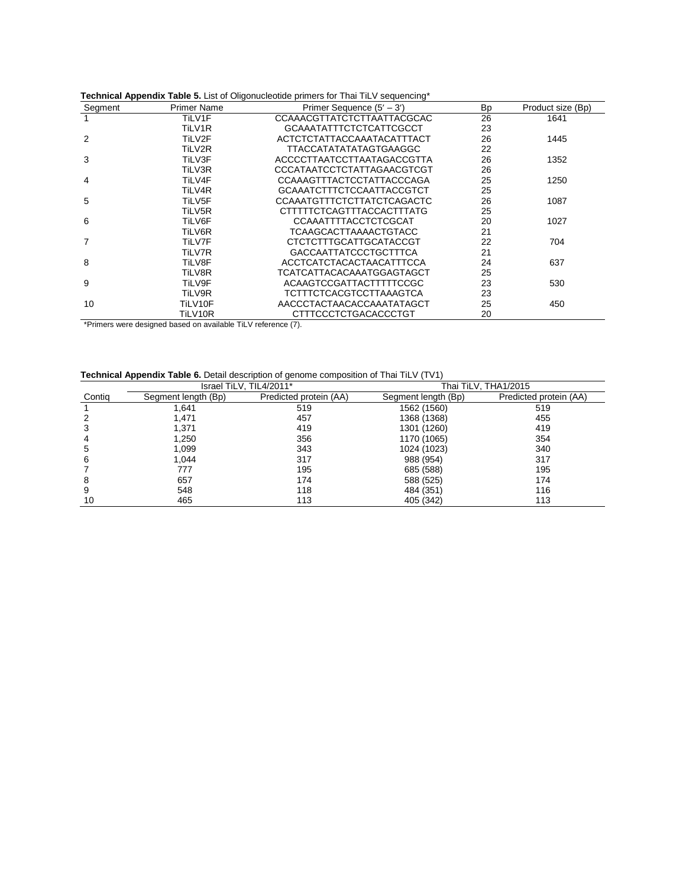**Technical Appendix Table 5.** List of Oligonucleotide primers for Thai TiLV sequencing*

| Segment | Primer Name | Primer Sequence (5′ – 3′) | Bp | Product size (Bp) |
|---|---|---|---|---|
| 1 | TiLV1F | CCAAACGTTATCTCTTAATTACGCAC | 26 | 1641 |
| | TiLV1R | GCAAATATTTCTCTCATTCGCCT | 23 | |
| 2 | TiLV2F | ACTCTCTATTACCAAATACATTTACT | 26 | 1445 |
| | TiLV2R | TTACCATATATATAGTGAAGGC | 22 | |
| 3 | TiLV3F | ACCCCTTAATCCTTAATAGACCGTTA | 26 | 1352 |
| | TiLV3R | CCCATAATCCTCTATTAGAACGTCGT | 26 | |
| 4 | TiLV4F | CCAAAGTTTACTCCTATTACCCAGA | 25 | 1250 |
| | TiLV4R | GCAAATCTTTCTCCAATTACCGTCT | 25 | |
| 5 | TiLV5F | CCAAATGTTTCTCTTATCTCAGACTC | 26 | 1087 |
| | TiLV5R | CTTTTTCTCAGTTTACCACTTTATG | 25 | |
| 6 | TiLV6F | CCAAATTTTACCTCTCGCAT | 20 | 1027 |
| | TiLV6R | TCAAGCACTTAAAACTGTACC | 21 | |
| 7 | TiLV7F | CTCTCTTTGCATTGCATACCGT | 22 | 704 |
| | TiLV7R | GACCAATTATCCCTGCTTTCA | 21 | |
| 8 | TiLV8F | ACCTCATCTACACTAACATTTCCA | 24 | 637 |
| | TiLV8R | TCATCATTACACAAATGGAGTAGCT | 25 | |
| 9 | TiLV9F | ACAAGTCCGATTACTTTTTCCGC | 23 | 530 |
| | TiLV9R | TCTTTCTCACGTCCTTAAAGTCA | 23 | |
| 10 | TiLV10F | AACCCTACTAACACCAAATATAGCT | 25 | 450 |
| | TiLV10R | CTTTCCCTCTGACACCCTGT | 20 | |

*Primers were designed based on available TiLV reference (7).

**Technical Appendix Table 6.** Detail description of genome composition of Thai TiLV (TV1)

| | Israel TiLV, TIL4/2011* | | Thai TiLV, THA1/2015 | |
|---|---|---|---|---|
| Contig | Segment length (Bp) | Predicted protein (AA) | Segment length (Bp) | Predicted protein (AA) |
| 1 | 1,641 | 519 | 1562 (1560) | 519 |
| 2 | 1,471 | 457 | 1368 (1368) | 455 |
| 3 | 1,371 | 419 | 1301 (1260) | 419 |
| 4 | 1,250 | 356 | 1170 (1065) | 354 |
| 5 | 1,099 | 343 | 1024 (1023) | 340 |
| 6 | 1,044 | 317 | 988 (954) | 317 |
| 7 | 777 | 195 | 685 (588) | 195 |
| 8 | 657 | 174 | 588 (525) | 174 |
| 9 | 548 | 118 | 484 (351) | 116 |
| 10 | 465 | 113 | 405 (342) | 113 |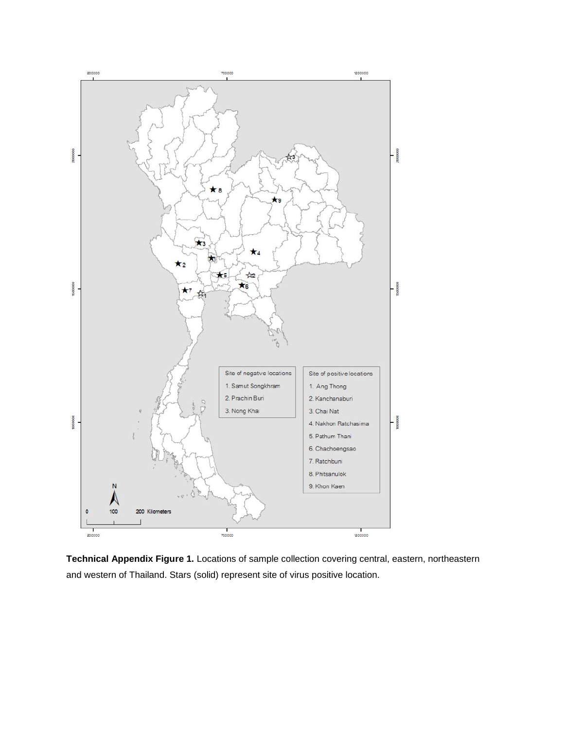**Technical Appendix Figure 1.** Locations of sample collection covering central, eastern, northeastern and western of Thailand. Stars (solid) represent site of virus positive location.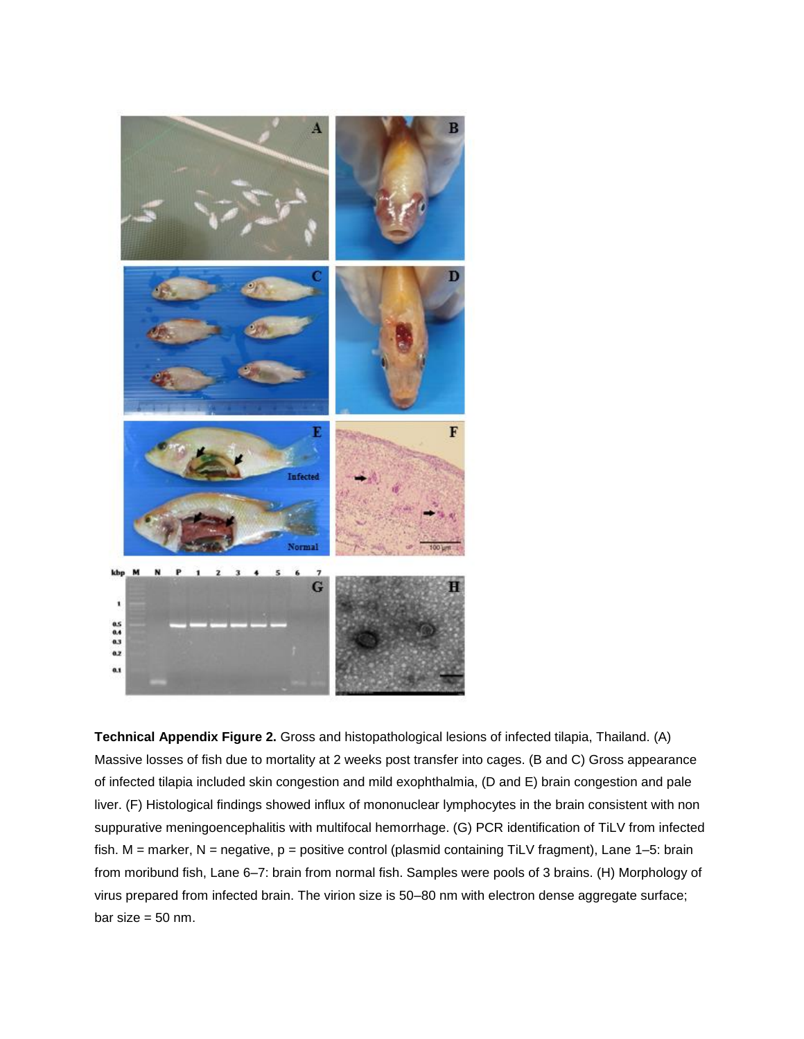**Technical Appendix Figure 2.** Gross and histopathological lesions of infected tilapia, Thailand. (A) Massive losses of fish due to mortality at 2 weeks post transfer into cages. (B and C) Gross appearance of infected tilapia included skin congestion and mild exophthalmia, (D and E) brain congestion and pale liver. (F) Histological findings showed influx of mononuclear lymphocytes in the brain consistent with non suppurative meningoencephalitis with multifocal hemorrhage. (G) PCR identification of TiLV from infected fish. M = marker, N = negative, p = positive control (plasmid containing TiLV fragment), Lane 1–5: brain from moribund fish, Lane 6–7: brain from normal fish. Samples were pools of 3 brains. (H) Morphology of virus prepared from infected brain. The virion size is 50–80 nm with electron dense aggregate surface; bar size = 50 nm.